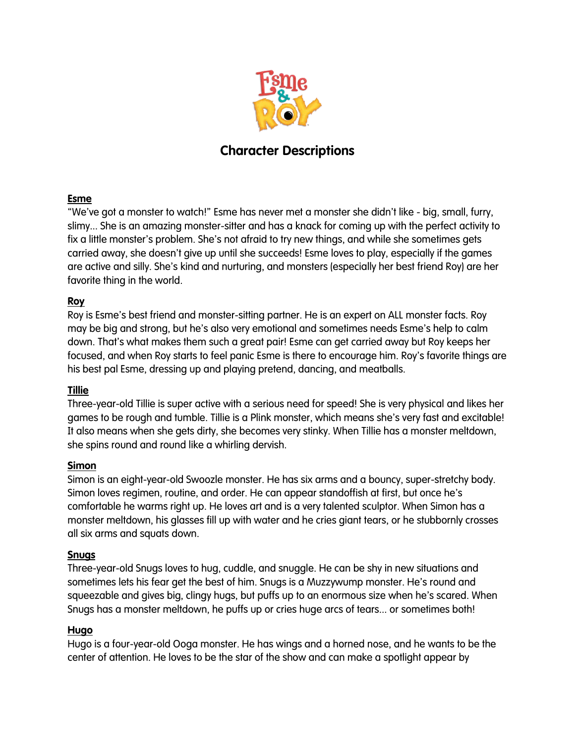# Character Descriptions

**Esme**

"We've got a monster to watch!" Esme has never met a monster she didn't like - big, small, furry, slimy... She is an amazing monster-sitter and has a knack for coming up with the perfect activity to fix a little monster's problem. She's not afraid to try new things, and while she sometimes gets carried away, she doesn't give up until she succeeds! Esme loves to play, especially if the games are active and silly. She's kind and nurturing, and monsters (especially her best friend Roy) are her favorite thing in the world.

**Roy**

Roy is Esme's best friend and monster-sitting partner. He is an expert on ALL monster facts. Roy may be big and strong, but he's also very emotional and sometimes needs Esme's help to calm down. That's what makes them such a great pair! Esme can get carried away but Roy keeps her focused, and when Roy starts to feel panic Esme is there to encourage him. Roy's favorite things are his best pal Esme, dressing up and playing pretend, dancing, and meatballs.

**Tillie**

Three-year-old Tillie is super active with a serious need for speed! She is very physical and likes her games to be rough and tumble. Tillie is a Plink monster, which means she's very fast and excitable! It also means when she gets dirty, she becomes very stinky. When Tillie has a monster meltdown, she spins round and round like a whirling dervish.

**Simon**

Simon is an eight-year-old Swoozle monster. He has six arms and a bouncy, super-stretchy body. Simon loves regimen, routine, and order. He can appear standoffish at first, but once he's comfortable he warms right up. He loves art and is a very talented sculptor. When Simon has a monster meltdown, his glasses fill up with water and he cries giant tears, or he stubbornly crosses all six arms and squats down.

**Snugs**

Three-year-old Snugs loves to hug, cuddle, and snuggle. He can be shy in new situations and sometimes lets his fear get the best of him. Snugs is a Muzzywump monster. He's round and squeezable and gives big, clingy hugs, but puffs up to an enormous size when he's scared. When Snugs has a monster meltdown, he puffs up or cries huge arcs of tears... or sometimes both!

**Hugo**

Hugo is a four-year-old Ooga monster. He has wings and a horned nose, and he wants to be the center of attention. He loves to be the star of the show and can make a spotlight appear by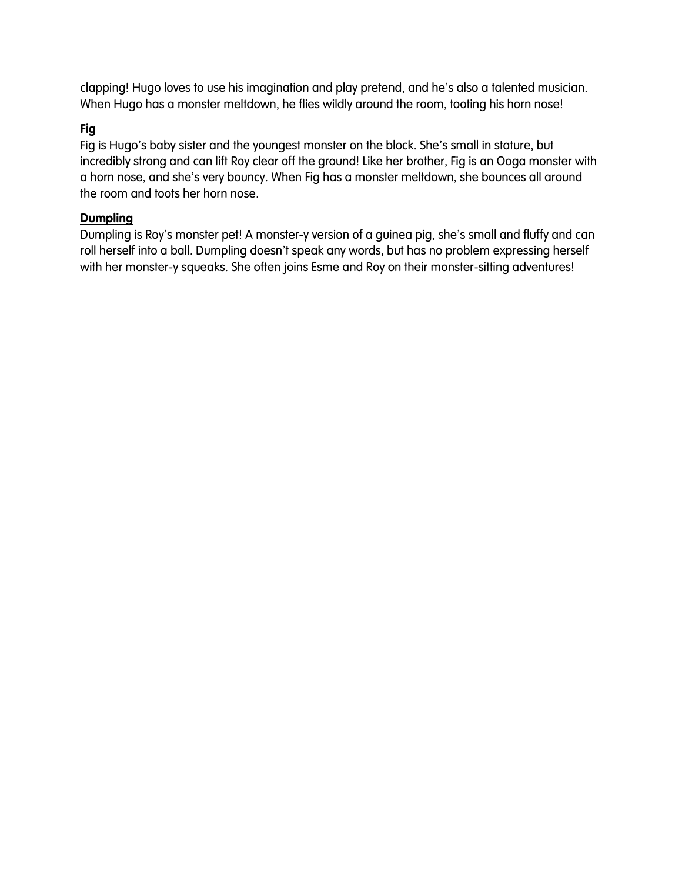clapping! Hugo loves to use his imagination and play pretend, and he's also a talented musician. When Hugo has a monster meltdown, he flies wildly around the room, tooting his horn nose!

**Fig**

Fig is Hugo's baby sister and the youngest monster on the block. She's small in stature, but incredibly strong and can lift Roy clear off the ground! Like her brother, Fig is an Ooga monster with a horn nose, and she's very bouncy. When Fig has a monster meltdown, she bounces all around the room and toots her horn nose.

**Dumpling**

Dumpling is Roy's monster pet! A monster-y version of a guinea pig, she's small and fluffy and can roll herself into a ball. Dumpling doesn't speak any words, but has no problem expressing herself with her monster-y squeaks. She often joins Esme and Roy on their monster-sitting adventures!